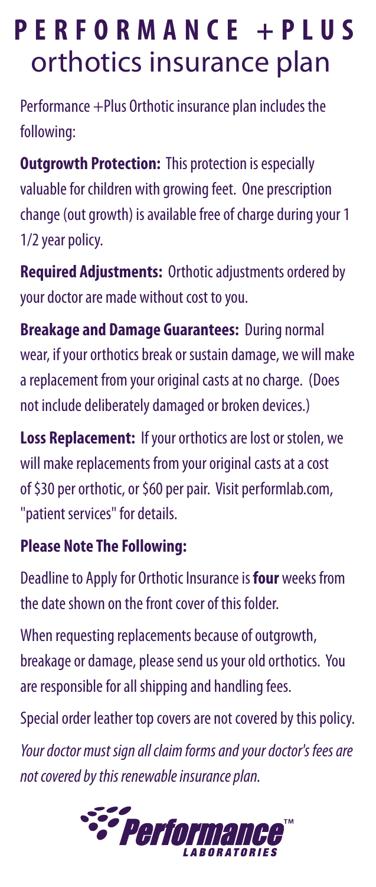# PERFORMANCE +PLUS orthotics insurance plan

Performance +Plus Orthotic insurance plan includes the following:

**Outgrowth Protection:** This protection is especially valuable for children with growing feet. One prescription change (out growth) is available free of charge during your 1 1/2 year policy.

**Required Adjustments:** Orthotic adjustments ordered by your doctor are made without cost to you.

**Breakage and Damage Guarantees:** During normal wear, if your orthotics break or sustain damage, we will make a replacement from your original casts at no charge. (Does not include deliberately damaged or broken devices.)

**Loss Replacement:** If your orthotics are lost or stolen, we will make replacements from your original casts at a cost of $30 per orthotic, or $60 per pair. Visit performlab.com, "patient services" for details.

### Please Note The Following:

Deadline to Apply for Orthotic Insurance is **four** weeks from the date shown on the front cover of this folder.

When requesting replacements because of outgrowth, breakage or damage, please send us your old orthotics. You are responsible for all shipping and handling fees.

Special order leather top covers are not covered by this policy.

*Your doctor must sign all claim forms and your doctor's fees are not covered by this renewable insurance plan.*

Performance™ LABORATORIES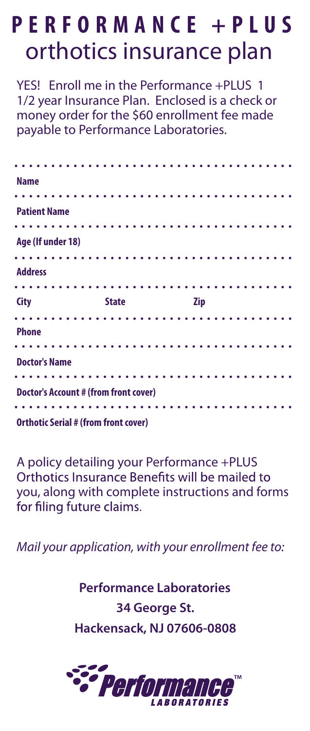# PERFORMANCE +PLUS
## orthotics insurance plan

YES! Enroll me in the Performance +PLUS 1 1/2 year Insurance Plan. Enclosed is a check or money order for the $60 enrollment fee made payable to Performance Laboratories.

**Name**

**Patient Name**

**Age (If under 18)**

**Address**

**City** **State** **Zip**

**Phone**

**Doctor's Name**

**Doctor's Account # (from front cover)**

**Orthotic Serial # (from front cover)**

A policy detailing your Performance +PLUS Orthotics Insurance Benefits will be mailed to you, along with complete instructions and forms for filing future claims.

*Mail your application, with your enrollment fee to:*

**Performance Laboratories**
**34 George St.**
**Hackensack, NJ 07606-0808**

Performance™ LABORATORIES